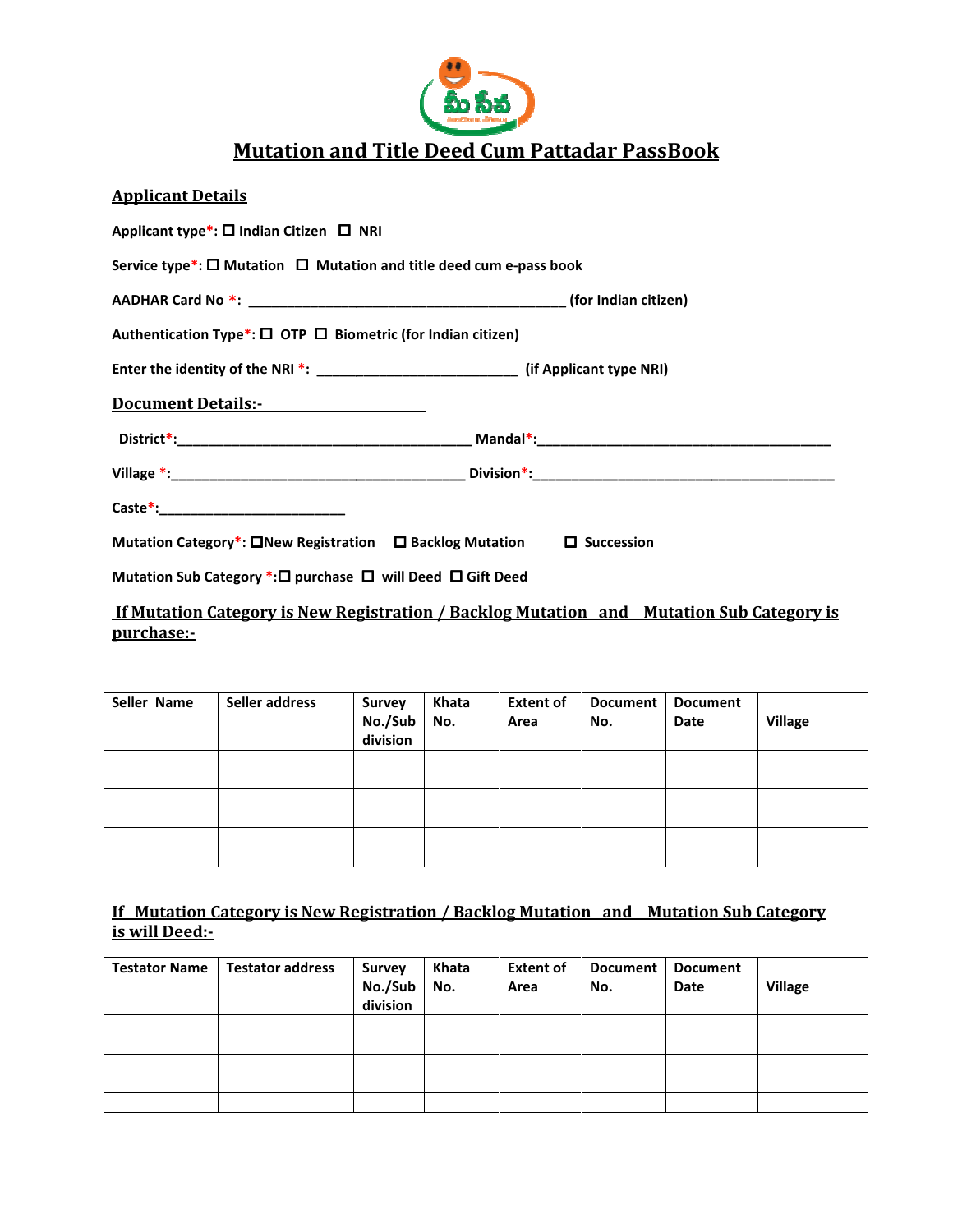# Mutation and Title Deed Cum Pattadar PassBook

## Applicant Details

Applicant type*: ☐ Indian Citizen ☐ NRI

Service type*: ☐ Mutation ☐ Mutation and title deed cum e-pass book

AADHAR Card No *: ________________________________________ (for Indian citizen)

Authentication Type*: ☐ OTP ☐ Biometric (for Indian citizen)

Enter the identity of the NRI *: _________________________ (if Applicant type NRI)

## Document Details:-

District*:_____________________________________ Mandal*:_____________________________________

Village *:_____________________________________ Division*:_____________________________________

Caste*:________________________

Mutation Category*: ☐New Registration ☐ Backlog Mutation ☐ Succession

Mutation Sub Category *:☐ purchase ☐ will Deed ☐ Gift Deed

### If Mutation Category is New Registration / Backlog Mutation and Mutation Sub Category is purchase:-

| Seller Name | Seller address | Survey No./Sub division | Khata No. | Extent of Area | Document No. | Document Date | Village |
|---|---|---|---|---|---|---|---|
| | | | | | | | |
| | | | | | | | |
| | | | | | | | |

### If Mutation Category is New Registration / Backlog Mutation and Mutation Sub Category is will Deed:-

| Testator Name | Testator address | Survey No./Sub division | Khata No. | Extent of Area | Document No. | Document Date | Village |
|---|---|---|---|---|---|---|---|
| | | | | | | | |
| | | | | | | | |
| | | | | | | | |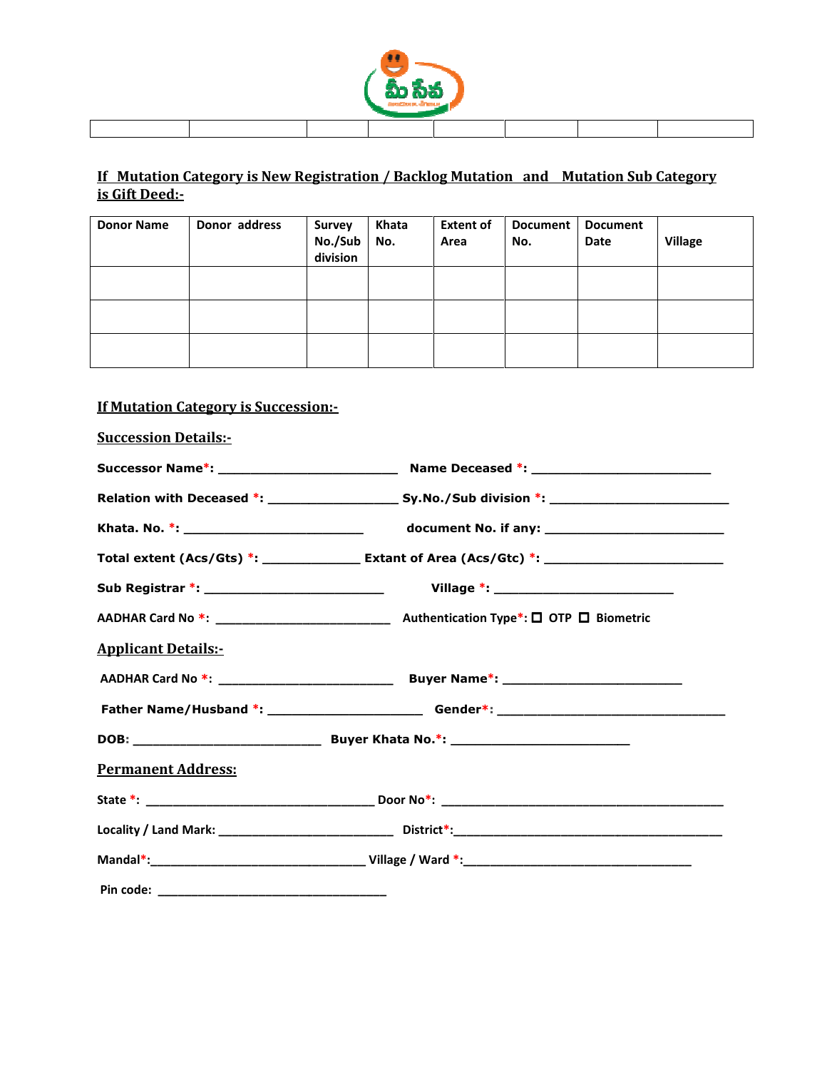|  |  |  |  |  |  |  |  |
|---|---|---|---|---|---|---|---|

**If Mutation Category is New Registration / Backlog Mutation and Mutation Sub Category is Gift Deed:-**

| Donor Name | Donor address | Survey No./Sub division | Khata No. | Extent of Area | Document No. | Document Date | Village |
|---|---|---|---|---|---|---|---|
|  |  |  |  |  |  |  |  |
|  |  |  |  |  |  |  |  |
|  |  |  |  |  |  |  |  |

**If Mutation Category is Succession:-**

**Succession Details:-**

**Successor Name*:** ______________________ **Name Deceased *:** ______________________

**Relation with Deceased *:** ________________ **Sy.No./Sub division *:** ______________________

**Khata. No. *:** ______________________ **document No. if any:** ______________________

**Total extent (Acs/Gts) *:** ____________ **Extant of Area (Acs/Gtc) *:** ______________________

**Sub Registrar *:** ______________________ **Village *:** ______________________

**AADHAR Card No *:** ______________________ **Authentication Type*:** ☐ **OTP** ☐ **Biometric**

**Applicant Details:-**

**AADHAR Card No *:** ______________________ **Buyer Name*:** ______________________

**Father Name/Husband *:** ____________________ **Gender*:** ____________________________

**DOB:** ________________________ **Buyer Khata No.*:** ______________________

**Permanent Address:**

**State *:** ______________________________ **Door No*:** ____________________________________

**Locality / Land Mark:** ______________________ **District*:**____________________________________

**Mandal*:**____________________________ **Village / Ward *:**______________________________

**Pin code:** ______________________________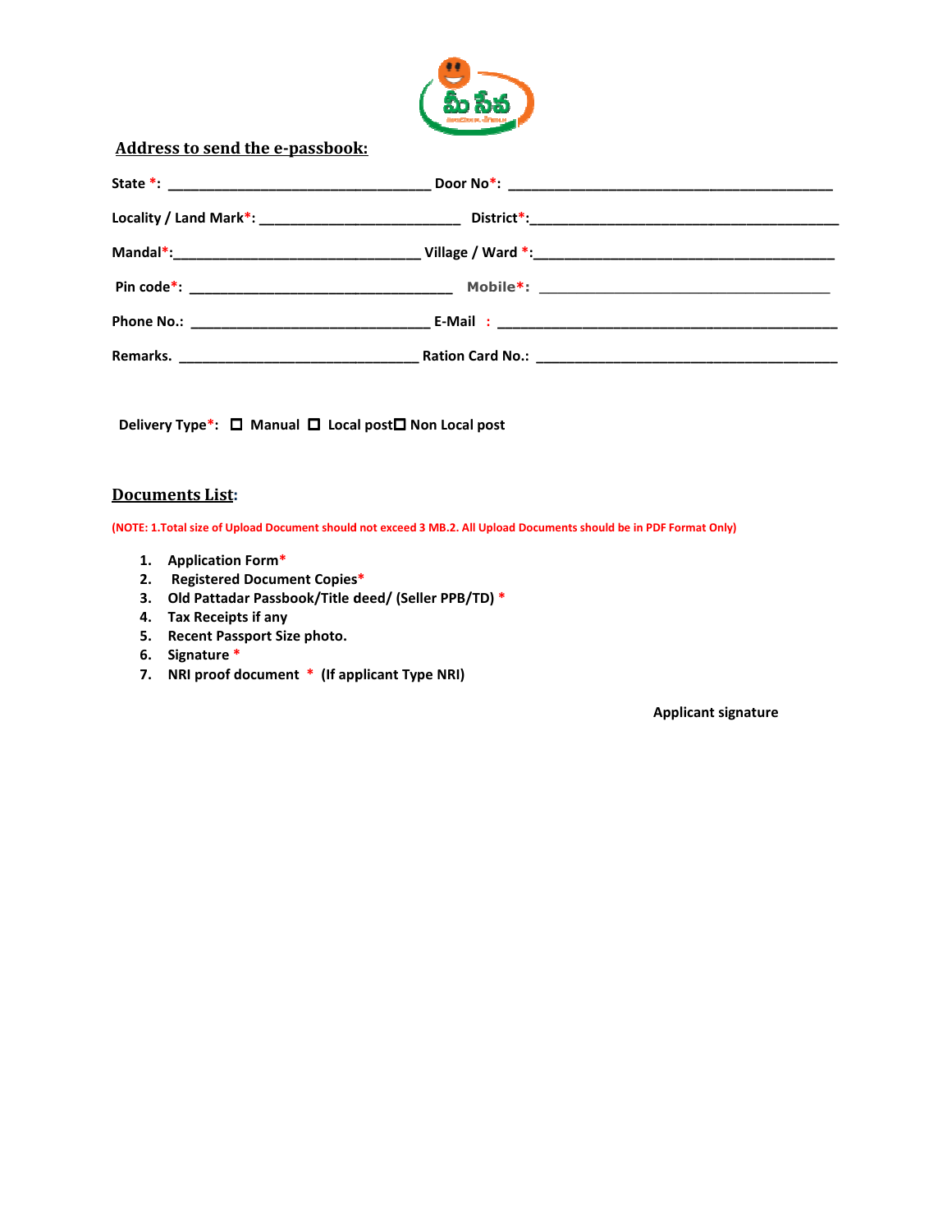## Address to send the e-passbook:

State *: ________________________________ Door No*: ________________________________________

Locality / Land Mark*: ________________________ District*:______________________________________

Mandal*:______________________________ Village / Ward *:_____________________________________

Pin code*: ________________________________ Mobile*: ____________________________________

Phone No.: _____________________________ E-Mail : __________________________________________

Remarks. ______________________________ Ration Card No.: _____________________________________

Delivery Type*: ☐ Manual ☐ Local post☐ Non Local post

## Documents List:

(NOTE: 1.Total size of Upload Document should not exceed 3 MB.2. All Upload Documents should be in PDF Format Only)

1. Application Form*
2. Registered Document Copies*
3. Old Pattadar Passbook/Title deed/ (Seller PPB/TD) *
4. Tax Receipts if any
5. Recent Passport Size photo.
6. Signature *
7. NRI proof document * (If applicant Type NRI)

Applicant signature